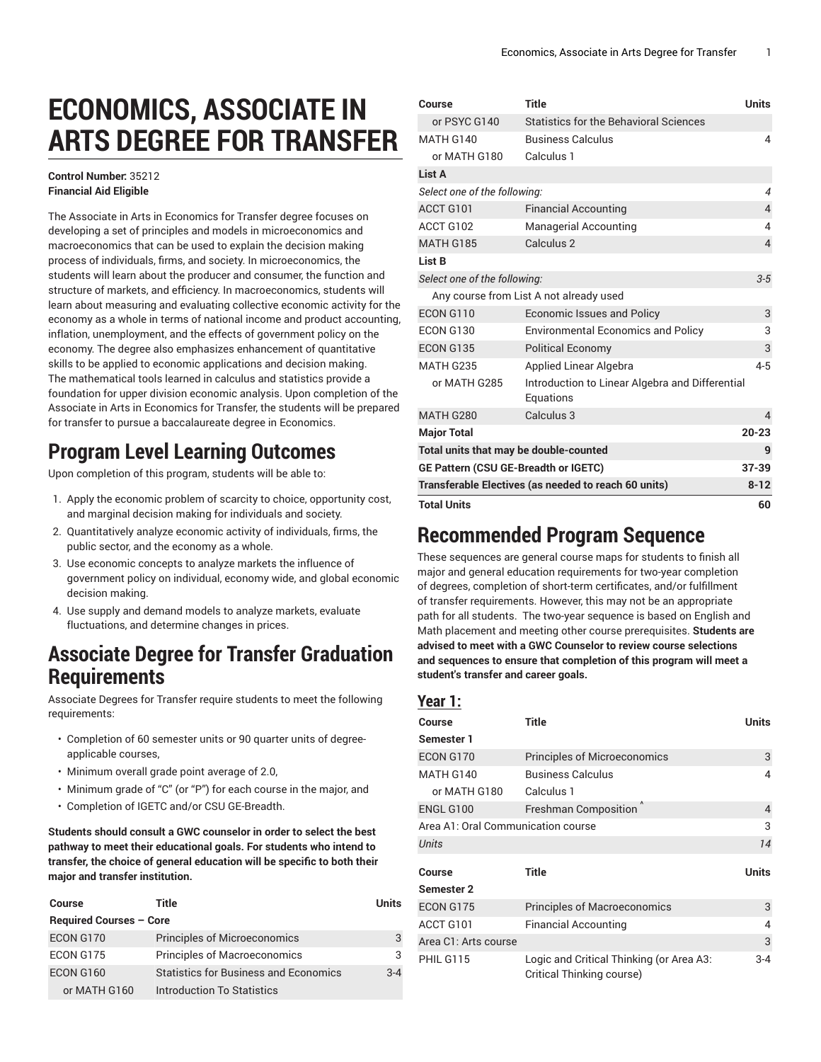# ECONOMICS, ASSOCIATE IN ARTS DEGREE FOR TRANSFER

**Control Number:** 35212
**Financial Aid Eligible**

The Associate in Arts in Economics for Transfer degree focuses on developing a set of principles and models in microeconomics and macroeconomics that can be used to explain the decision making process of individuals, firms, and society. In microeconomics, the students will learn about the producer and consumer, the function and structure of markets, and efficiency. In macroeconomics, students will learn about measuring and evaluating collective economic activity for the economy as a whole in terms of national income and product accounting, inflation, unemployment, and the effects of government policy on the economy. The degree also emphasizes enhancement of quantitative skills to be applied to economic applications and decision making. The mathematical tools learned in calculus and statistics provide a foundation for upper division economic analysis. Upon completion of the Associate in Arts in Economics for Transfer, the students will be prepared for transfer to pursue a baccalaureate degree in Economics.

## Program Level Learning Outcomes

Upon completion of this program, students will be able to:

1. Apply the economic problem of scarcity to choice, opportunity cost, and marginal decision making for individuals and society.
2. Quantitatively analyze economic activity of individuals, firms, the public sector, and the economy as a whole.
3. Use economic concepts to analyze markets the influence of government policy on individual, economy wide, and global economic decision making.
4. Use supply and demand models to analyze markets, evaluate fluctuations, and determine changes in prices.

## Associate Degree for Transfer Graduation Requirements

Associate Degrees for Transfer require students to meet the following requirements:

- Completion of 60 semester units or 90 quarter units of degree-applicable courses,
- Minimum overall grade point average of 2.0,
- Minimum grade of "C" (or "P") for each course in the major, and
- Completion of IGETC and/or CSU GE-Breadth.

**Students should consult a GWC counselor in order to select the best pathway to meet their educational goals. For students who intend to transfer, the choice of general education will be specific to both their major and transfer institution.**

| Course | Title | Units |
|---|---|---|
| **Required Courses – Core** | | |
| ECON G170 | Principles of Microeconomics | 3 |
| ECON G175 | Principles of Macroeconomics | 3 |
| ECON G160 | Statistics for Business and Economics | 3-4 |
| or MATH G160 | Introduction To Statistics | |
| or PSYC G140 | Statistics for the Behavioral Sciences | |
| MATH G140 | Business Calculus | 4 |
| or MATH G180 | Calculus 1 | |
| **List A** | | |
| *Select one of the following:* | | *4* |
| ACCT G101 | Financial Accounting | 4 |
| ACCT G102 | Managerial Accounting | 4 |
| MATH G185 | Calculus 2 | 4 |
| **List B** | | |
| *Select one of the following:* | | *3-5* |
| Any course from List A not already used | | |
| ECON G110 | Economic Issues and Policy | 3 |
| ECON G130 | Environmental Economics and Policy | 3 |
| ECON G135 | Political Economy | 3 |
| MATH G235 | Applied Linear Algebra | 4-5 |
| or MATH G285 | Introduction to Linear Algebra and Differential Equations | |
| MATH G280 | Calculus 3 | 4 |
| **Major Total** | | **20-23** |
| **Total units that may be double-counted** | | **9** |
| **GE Pattern (CSU GE-Breadth or IGETC)** | | **37-39** |
| **Transferable Electives (as needed to reach 60 units)** | | **8-12** |
| **Total Units** | | **60** |

## Recommended Program Sequence

These sequences are general course maps for students to finish all major and general education requirements for two-year completion of degrees, completion of short-term certificates, and/or fulfillment of transfer requirements. However, this may not be an appropriate path for all students. The two-year sequence is based on English and Math placement and meeting other course prerequisites. **Students are advised to meet with a GWC Counselor to review course selections and sequences to ensure that completion of this program will meet a student's transfer and career goals.**

### Year 1:

| Course | Title | Units |
|---|---|---|
| **Semester 1** | | |
| ECON G170 | Principles of Microeconomics | 3 |
| MATH G140 | Business Calculus | 4 |
| or MATH G180 | Calculus 1 | |
| ENGL G100 | Freshman Composition ^ | 4 |
| Area A1: Oral Communication course | | 3 |
| *Units* | | *14* |

| Course | Title | Units |
|---|---|---|
| **Semester 2** | | |
| ECON G175 | Principles of Macroeconomics | 3 |
| ACCT G101 | Financial Accounting | 4 |
| Area C1: Arts course | | 3 |
| PHIL G115 | Logic and Critical Thinking (or Area A3: Critical Thinking course) | 3-4 |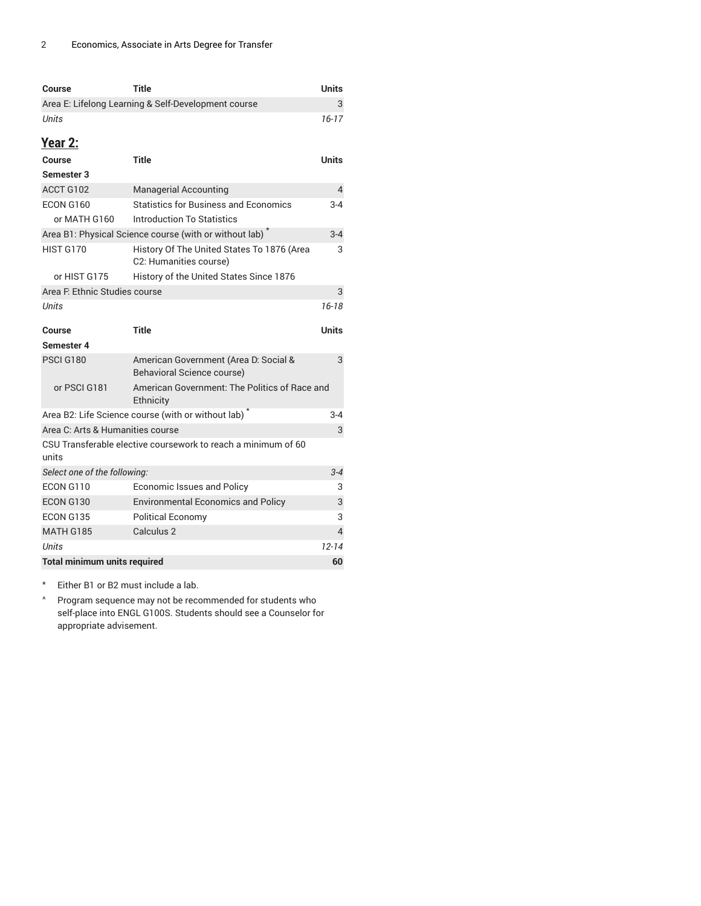| Course | Title | Units |
|---|---|---|
| Area E: Lifelong Learning & Self-Development course | | 3 |
| *Units* | | *16-17* |

## Year 2:

| Course | Title | Units |
|---|---|---|
| **Semester 3** | | |
| ACCT G102 | Managerial Accounting | 4 |
| ECON G160 | Statistics for Business and Economics | 3-4 |
| or MATH G160 | Introduction To Statistics | |
| Area B1: Physical Science course (with or without lab) * | | 3-4 |
| HIST G170 | History Of The United States To 1876 (Area C2: Humanities course) | 3 |
| or HIST G175 | History of the United States Since 1876 | |
| Area F: Ethnic Studies course | | 3 |
| *Units* | | *16-18* |

| Course | Title | Units |
|---|---|---|
| **Semester 4** | | |
| PSCI G180 | American Government (Area D: Social & Behavioral Science course) | 3 |
| or PSCI G181 | American Government: The Politics of Race and Ethnicity | |
| Area B2: Life Science course (with or without lab) * | | 3-4 |
| Area C: Arts & Humanities course | | 3 |
| CSU Transferable elective coursework to reach a minimum of 60 units | | |
| *Select one of the following:* | | *3-4* |
| ECON G110 | Economic Issues and Policy | 3 |
| ECON G130 | Environmental Economics and Policy | 3 |
| ECON G135 | Political Economy | 3 |
| MATH G185 | Calculus 2 | 4 |
| *Units* | | *12-14* |
| **Total minimum units required** | | **60** |

\* Either B1 or B2 must include a lab.

^ Program sequence may not be recommended for students who self-place into ENGL G100S. Students should see a Counselor for appropriate advisement.